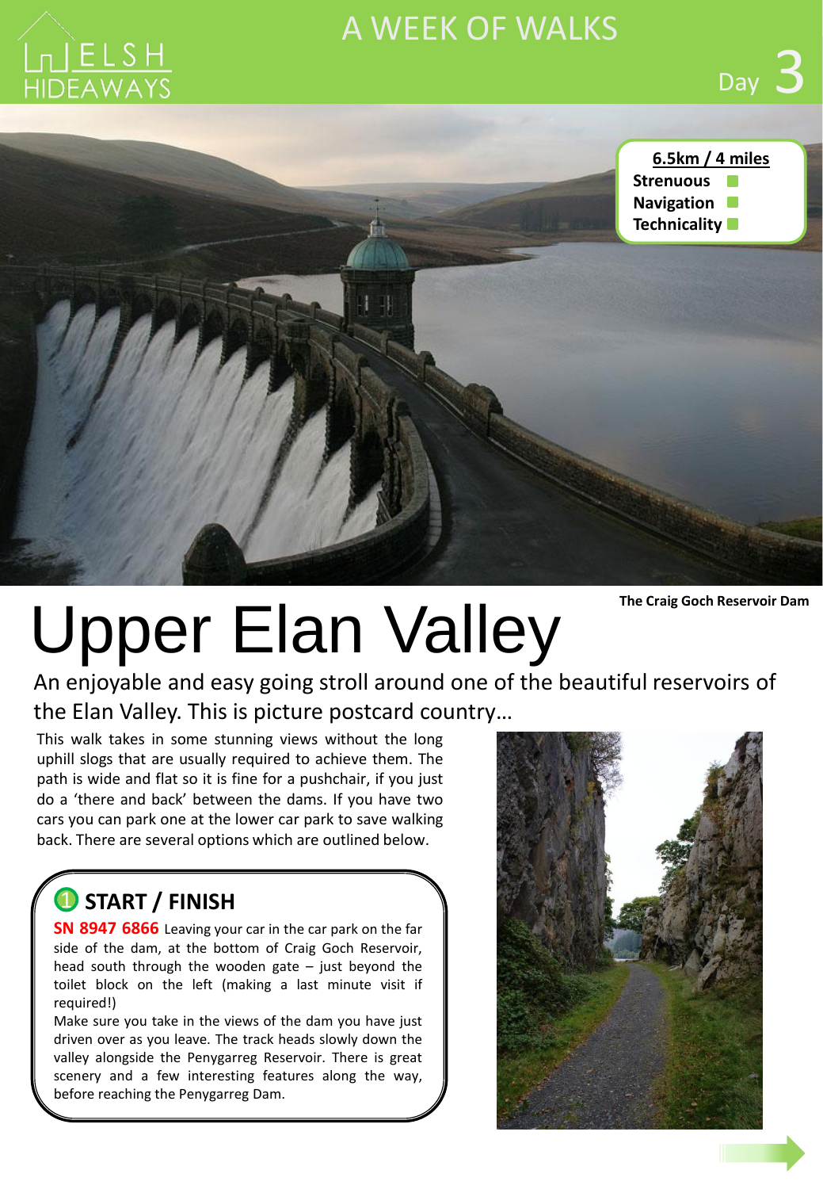WELSH HIDEAWAYS

A WEEK OF WALKS

Day 3

**6.5km / 4 miles**

**Strenuous**

**Navigation**

**Technicality**

**The Craig Goch Reservoir Dam**

# Upper Elan Valley

An enjoyable and easy going stroll around one of the beautiful reservoirs of the Elan Valley. This is picture postcard country…

This walk takes in some stunning views without the long uphill slogs that are usually required to achieve them. The path is wide and flat so it is fine for a pushchair, if you just do a 'there and back' between the dams. If you have two cars you can park one at the lower car park to save walking back. There are several options which are outlined below.

## ➊ START / FINISH

**SN 8947 6866** Leaving your car in the car park on the far side of the dam, at the bottom of Craig Goch Reservoir, head south through the wooden gate – just beyond the toilet block on the left (making a last minute visit if required!)

Make sure you take in the views of the dam you have just driven over as you leave. The track heads slowly down the valley alongside the Penygarreg Reservoir. There is great scenery and a few interesting features along the way, before reaching the Penygarreg Dam.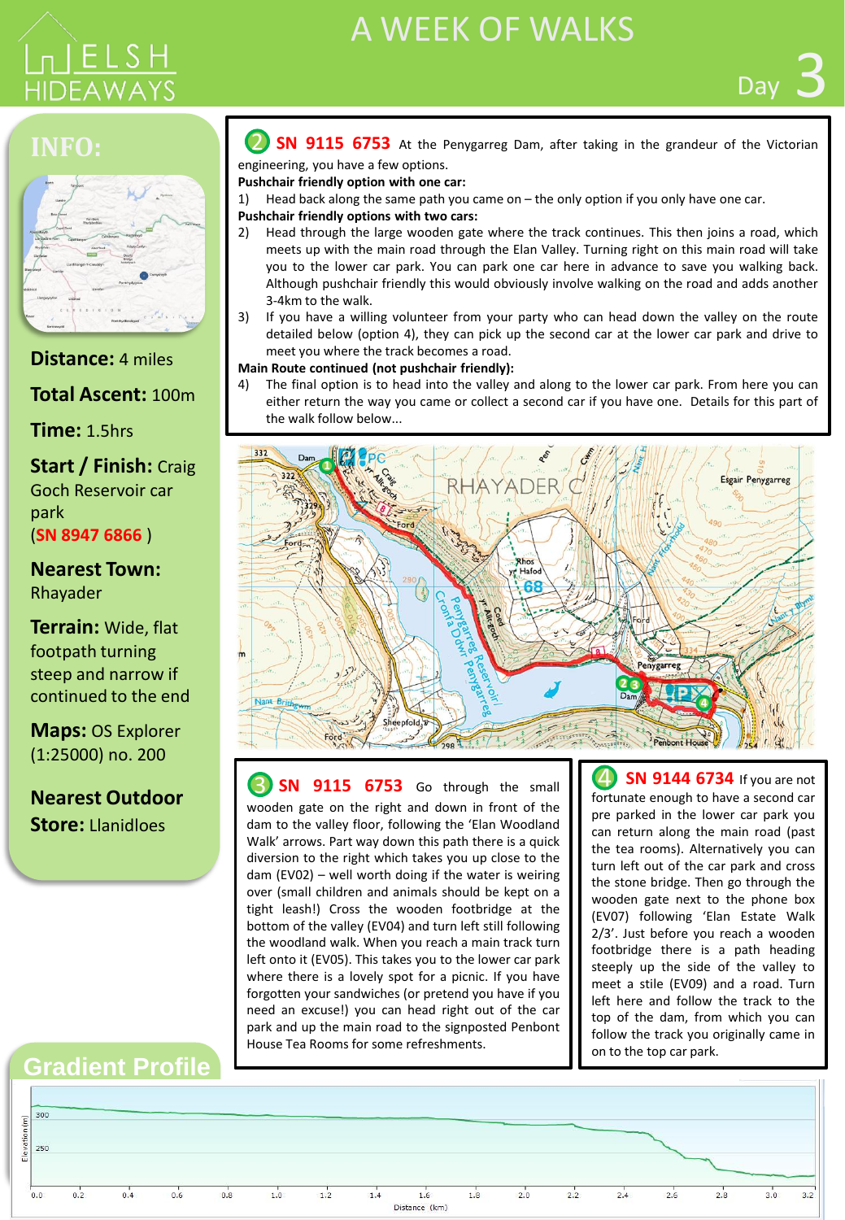# A WEEK OF WALKS

WELSH HIDEAWAYS

Day 3

## INFO:

**Distance:** 4 miles

**Total Ascent:** 100m

**Time:** 1.5hrs

**Start / Finish:** Craig Goch Reservoir car park (SN 8947 6866 )

**Nearest Town:** Rhayader

**Terrain:** Wide, flat footpath turning steep and narrow if continued to the end

**Maps:** OS Explorer (1:25000) no. 200

**Nearest Outdoor Store:** Llanidloes

**2 SN 9115 6753** At the Penygarreg Dam, after taking in the grandeur of the Victorian engineering, you have a few options.

**Pushchair friendly option with one car:**

1) Head back along the same path you came on – the only option if you only have one car.

**Pushchair friendly options with two cars:**

2) Head through the large wooden gate where the track continues. This then joins a road, which meets up with the main road through the Elan Valley. Turning right on this main road will take you to the lower car park. You can park one car here in advance to save you walking back. Although pushchair friendly this would obviously involve walking on the road and adds another 3-4km to the walk.

3) If you have a willing volunteer from your party who can head down the valley on the route detailed below (option 4), they can pick up the second car at the lower car park and drive to meet you where the track becomes a road.

**Main Route continued (not pushchair friendly):**

4) The final option is to head into the valley and along to the lower car park. From here you can either return the way you came or collect a second car if you have one. Details for this part of the walk follow below...

**3 SN 9115 6753** Go through the small wooden gate on the right and down in front of the dam to the valley floor, following the 'Elan Woodland Walk' arrows. Part way down this path there is a quick diversion to the right which takes you up close to the dam (EV02) – well worth doing if the water is weiring over (small children and animals should be kept on a tight leash!) Cross the wooden footbridge at the bottom of the valley (EV04) and turn left still following the woodland walk. When you reach a main track turn left onto it (EV05). This takes you to the lower car park where there is a lovely spot for a picnic. If you have forgotten your sandwiches (or pretend you have if you need an excuse!) you can head right out of the car park and up the main road to the signposted Penbont House Tea Rooms for some refreshments.

**4 SN 9144 6734** If you are not fortunate enough to have a second car pre parked in the lower car park you can return along the main road (past the tea rooms). Alternatively you can turn left out of the car park and cross the stone bridge. Then go through the wooden gate next to the phone box (EV07) following 'Elan Estate Walk 2/3'. Just before you reach a wooden footbridge there is a path heading steeply up the side of the valley to meet a stile (EV09) and a road. Turn left here and follow the track to the top of the dam, from which you can follow the track you originally came in on to the top car park.

## Gradient Profile

Elevation (m)
300
250
0.0 0.2 0.4 0.6 0.8 1.0 1.2 1.4 1.6 1.8 2.0 2.2 2.4 2.6 2.8 3.0 3.2
Distance (km)